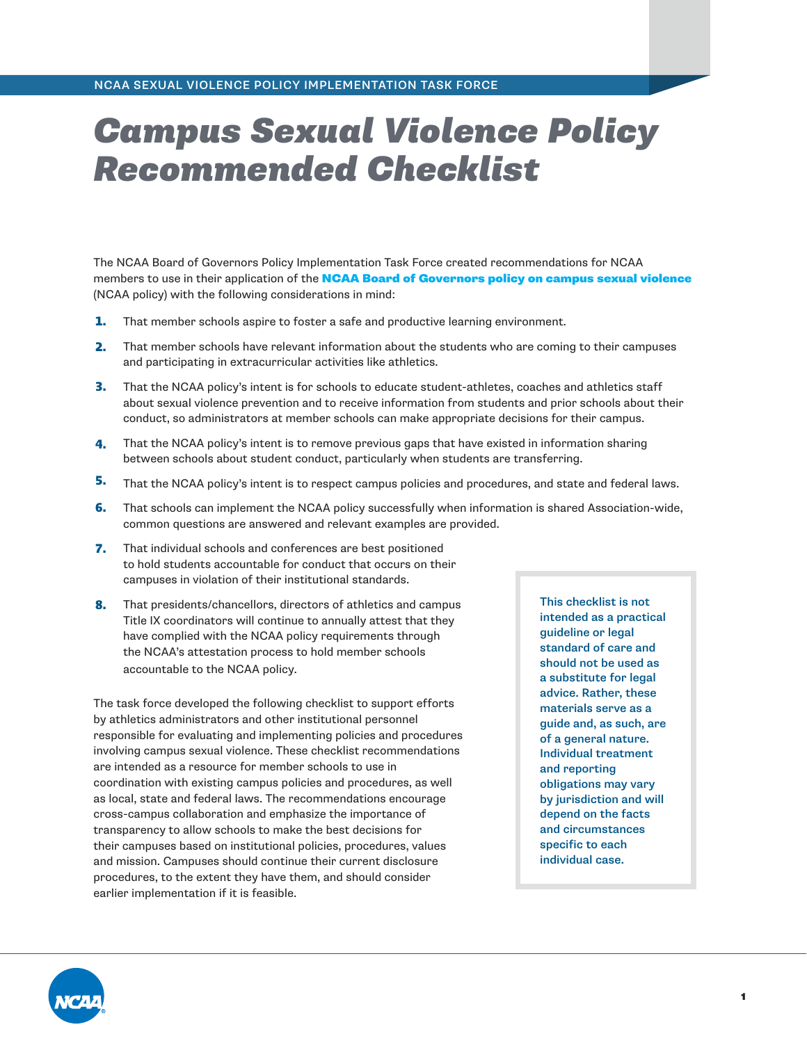NCAA SEXUAL VIOLENCE POLICY IMPLEMENTATION TASK FORCE

# *Campus Sexual Violence Policy Recommended Checklist*

The NCAA Board of Governors Policy Implementation Task Force created recommendations for NCAA members to use in their application of the **NCAA Board of Governors policy on campus sexual violence** (NCAA policy) with the following considerations in mind:

1. That member schools aspire to foster a safe and productive learning environment.
2. That member schools have relevant information about the students who are coming to their campuses and participating in extracurricular activities like athletics.
3. That the NCAA policy's intent is for schools to educate student-athletes, coaches and athletics staff about sexual violence prevention and to receive information from students and prior schools about their conduct, so administrators at member schools can make appropriate decisions for their campus.
4. That the NCAA policy's intent is to remove previous gaps that have existed in information sharing between schools about student conduct, particularly when students are transferring.
5. That the NCAA policy's intent is to respect campus policies and procedures, and state and federal laws.
6. That schools can implement the NCAA policy successfully when information is shared Association-wide, common questions are answered and relevant examples are provided.
7. That individual schools and conferences are best positioned to hold students accountable for conduct that occurs on their campuses in violation of their institutional standards.
8. That presidents/chancellors, directors of athletics and campus Title IX coordinators will continue to annually attest that they have complied with the NCAA policy requirements through the NCAA's attestation process to hold member schools accountable to the NCAA policy.

The task force developed the following checklist to support efforts by athletics administrators and other institutional personnel responsible for evaluating and implementing policies and procedures involving campus sexual violence. These checklist recommendations are intended as a resource for member schools to use in coordination with existing campus policies and procedures, as well as local, state and federal laws. The recommendations encourage cross-campus collaboration and emphasize the importance of transparency to allow schools to make the best decisions for their campuses based on institutional policies, procedures, values and mission. Campuses should continue their current disclosure procedures, to the extent they have them, and should consider earlier implementation if it is feasible.

> This checklist is not intended as a practical guideline or legal standard of care and should not be used as a substitute for legal advice. Rather, these materials serve as a guide and, as such, are of a general nature. Individual treatment and reporting obligations may vary by jurisdiction and will depend on the facts and circumstances specific to each individual case.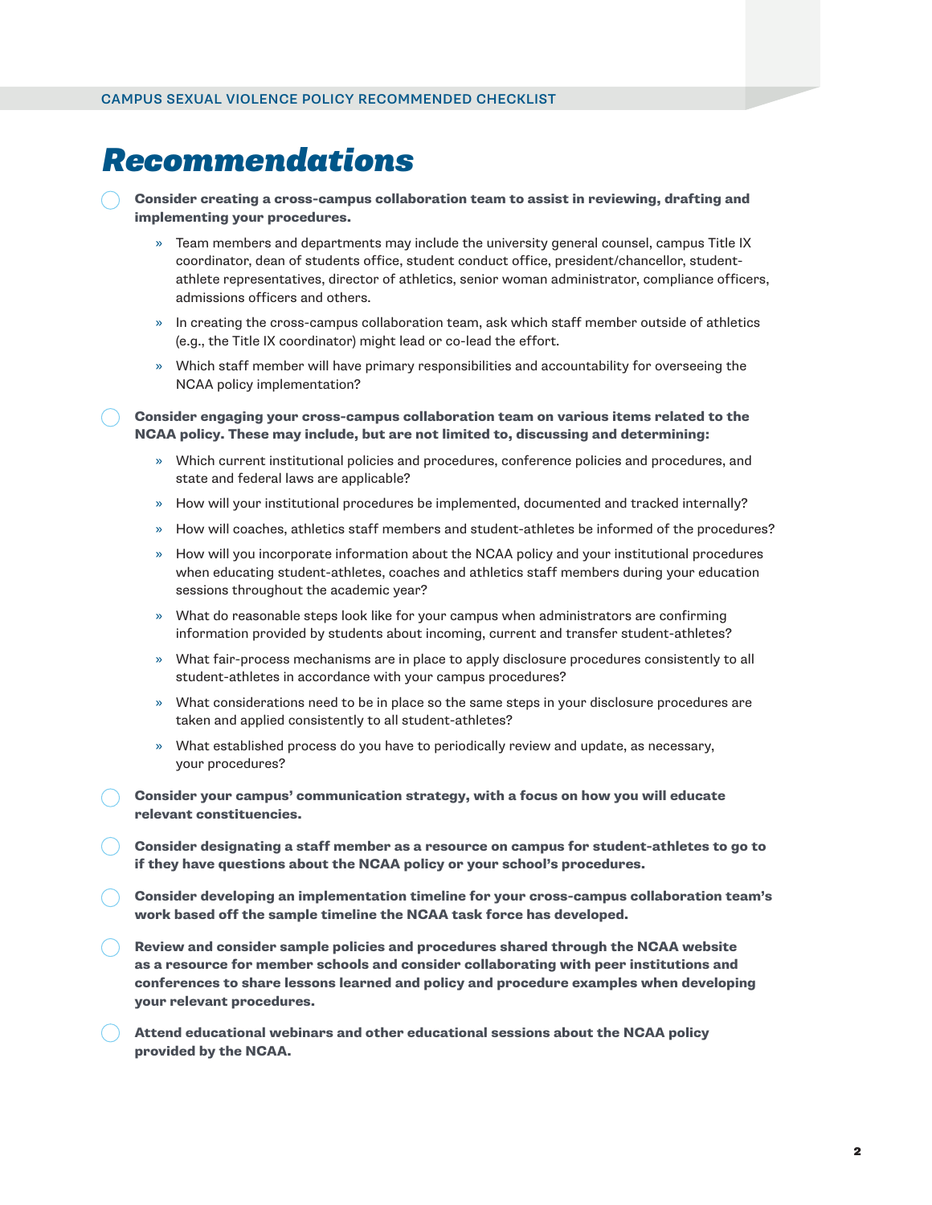# Recommendations

- [ ] **Consider creating a cross-campus collaboration team to assist in reviewing, drafting and implementing your procedures.**
    - » Team members and departments may include the university general counsel, campus Title IX coordinator, dean of students office, student conduct office, president/chancellor, student-athlete representatives, director of athletics, senior woman administrator, compliance officers, admissions officers and others.
    - » In creating the cross-campus collaboration team, ask which staff member outside of athletics (e.g., the Title IX coordinator) might lead or co-lead the effort.
    - » Which staff member will have primary responsibilities and accountability for overseeing the NCAA policy implementation?
- [ ] **Consider engaging your cross-campus collaboration team on various items related to the NCAA policy. These may include, but are not limited to, discussing and determining:**
    - » Which current institutional policies and procedures, conference policies and procedures, and state and federal laws are applicable?
    - » How will your institutional procedures be implemented, documented and tracked internally?
    - » How will coaches, athletics staff members and student-athletes be informed of the procedures?
    - » How will you incorporate information about the NCAA policy and your institutional procedures when educating student-athletes, coaches and athletics staff members during your education sessions throughout the academic year?
    - » What do reasonable steps look like for your campus when administrators are confirming information provided by students about incoming, current and transfer student-athletes?
    - » What fair-process mechanisms are in place to apply disclosure procedures consistently to all student-athletes in accordance with your campus procedures?
    - » What considerations need to be in place so the same steps in your disclosure procedures are taken and applied consistently to all student-athletes?
    - » What established process do you have to periodically review and update, as necessary, your procedures?
- [ ] **Consider your campus' communication strategy, with a focus on how you will educate relevant constituencies.**
- [ ] **Consider designating a staff member as a resource on campus for student-athletes to go to if they have questions about the NCAA policy or your school's procedures.**
- [ ] **Consider developing an implementation timeline for your cross-campus collaboration team's work based off the sample timeline the NCAA task force has developed.**
- [ ] **Review and consider sample policies and procedures shared through the NCAA website as a resource for member schools and consider collaborating with peer institutions and conferences to share lessons learned and policy and procedure examples when developing your relevant procedures.**
- [ ] **Attend educational webinars and other educational sessions about the NCAA policy provided by the NCAA.**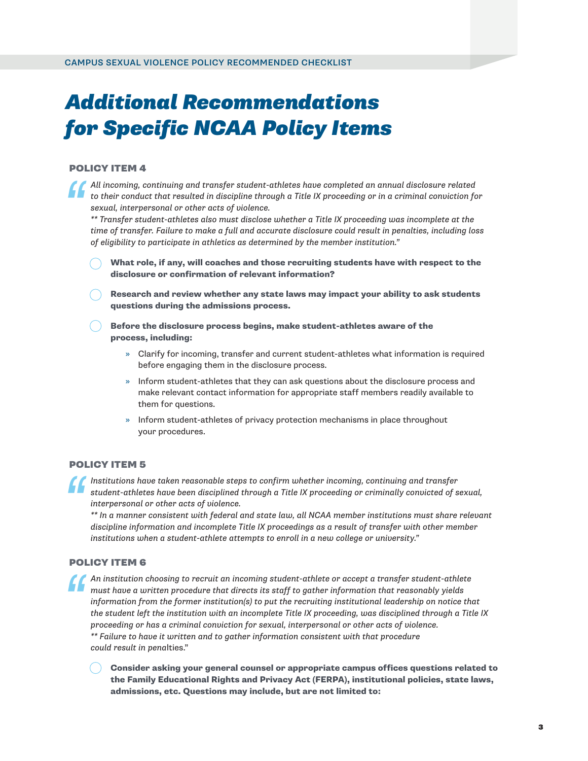# *Additional Recommendations for Specific NCAA Policy Items*

### POLICY ITEM 4

> *All incoming, continuing and transfer student-athletes have completed an annual disclosure related to their conduct that resulted in discipline through a Title IX proceeding or in a criminal conviction for sexual, interpersonal or other acts of violence.*
> *\*\* Transfer student-athletes also must disclose whether a Title IX proceeding was incomplete at the time of transfer. Failure to make a full and accurate disclosure could result in penalties, including loss of eligibility to participate in athletics as determined by the member institution."*

- ◯ **What role, if any, will coaches and those recruiting students have with respect to the disclosure or confirmation of relevant information?**
- ◯ **Research and review whether any state laws may impact your ability to ask students questions during the admissions process.**
- ◯ **Before the disclosure process begins, make student-athletes aware of the process, including:**
  - » Clarify for incoming, transfer and current student-athletes what information is required before engaging them in the disclosure process.
  - » Inform student-athletes that they can ask questions about the disclosure process and make relevant contact information for appropriate staff members readily available to them for questions.
  - » Inform student-athletes of privacy protection mechanisms in place throughout your procedures.

### POLICY ITEM 5

> *Institutions have taken reasonable steps to confirm whether incoming, continuing and transfer student-athletes have been disciplined through a Title IX proceeding or criminally convicted of sexual, interpersonal or other acts of violence.*
> *\*\* In a manner consistent with federal and state law, all NCAA member institutions must share relevant discipline information and incomplete Title IX proceedings as a result of transfer with other member institutions when a student-athlete attempts to enroll in a new college or university."*

### POLICY ITEM 6

> *An institution choosing to recruit an incoming student-athlete or accept a transfer student-athlete must have a written procedure that directs its staff to gather information that reasonably yields information from the former institution(s) to put the recruiting institutional leadership on notice that the student left the institution with an incomplete Title IX proceeding, was disciplined through a Title IX proceeding or has a criminal conviction for sexual, interpersonal or other acts of violence.*
> *\*\* Failure to have it written and to gather information consistent with that procedure could result in penalties."*

- ◯ **Consider asking your general counsel or appropriate campus offices questions related to the Family Educational Rights and Privacy Act (FERPA), institutional policies, state laws, admissions, etc. Questions may include, but are not limited to:**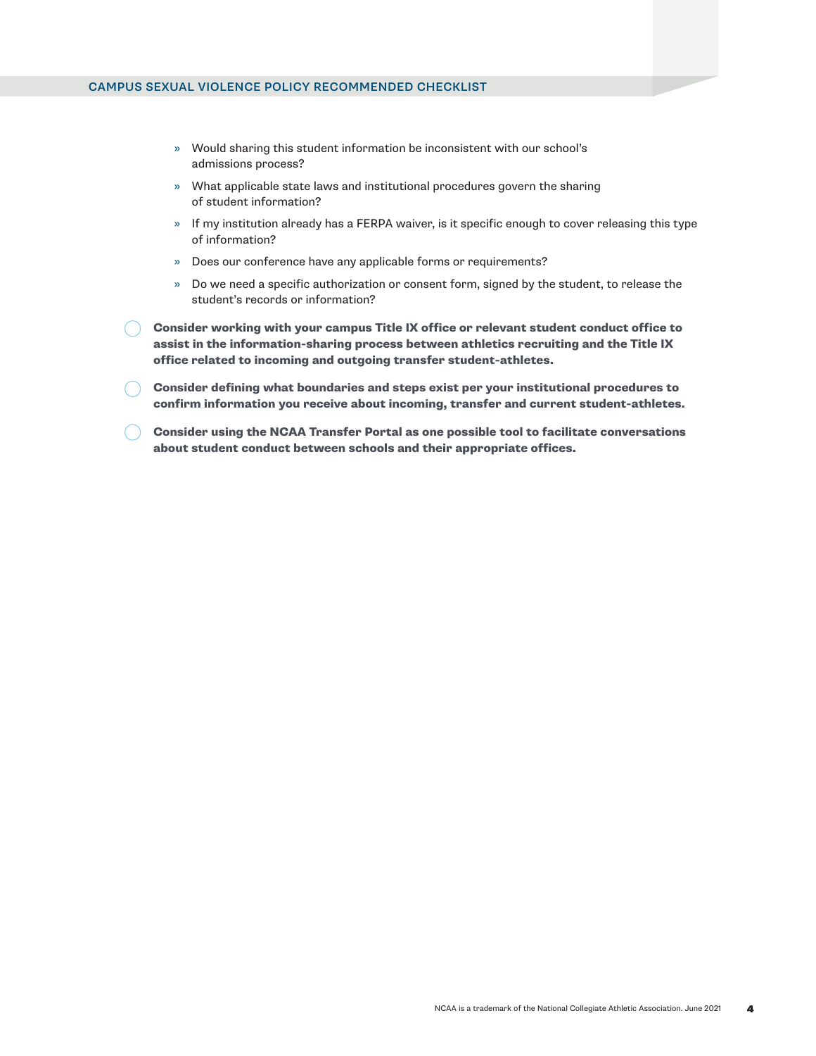- Would sharing this student information be inconsistent with our school's admissions process?
- What applicable state laws and institutional procedures govern the sharing of student information?
- If my institution already has a FERPA waiver, is it specific enough to cover releasing this type of information?
- Does our conference have any applicable forms or requirements?
- Do we need a specific authorization or consent form, signed by the student, to release the student's records or information?

- [ ] **Consider working with your campus Title IX office or relevant student conduct office to assist in the information-sharing process between athletics recruiting and the Title IX office related to incoming and outgoing transfer student-athletes.**
- [ ] **Consider defining what boundaries and steps exist per your institutional procedures to confirm information you receive about incoming, transfer and current student-athletes.**
- [ ] **Consider using the NCAA Transfer Portal as one possible tool to facilitate conversations about student conduct between schools and their appropriate offices.**